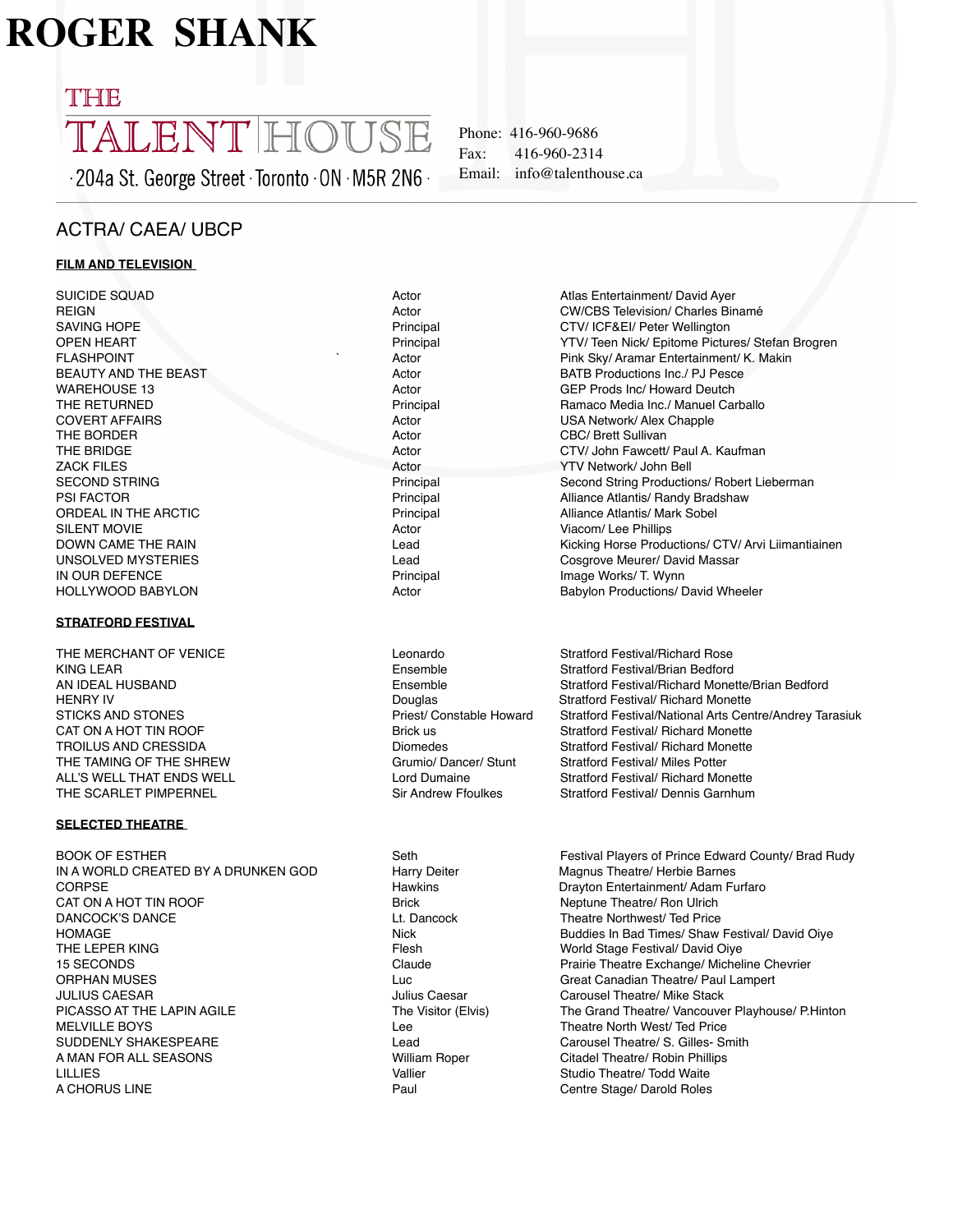# ROGER SHANK

THE TALENT HOUSE

· 204a St. George Street · Toronto · ON · M5R 2N6 ·

Phone: 416-960-9686
Fax: 416-960-2314
Email: info@talenthouse.ca

## ACTRA/ CAEA/ UBCP

### FILM AND TELEVISION

| | | |
|---|---|---|
| SUICIDE SQUAD | Actor | Atlas Entertainment/ David Ayer |
| REIGN | Actor | CW/CBS Television/ Charles Binamé |
| SAVING HOPE | Principal | CTV/ ICF&EI/ Peter Wellington |
| OPEN HEART | Principal | YTV/ Teen Nick/ Epitome Pictures/ Stefan Brogren |
| FLASHPOINT | Actor | Pink Sky/ Aramar Entertainment/ K. Makin |
| BEAUTY AND THE BEAST | Actor | BATB Productions Inc./ PJ Pesce |
| WAREHOUSE 13 | Actor | GEP Prods Inc/ Howard Deutch |
| THE RETURNED | Principal | Ramaco Media Inc./ Manuel Carballo |
| COVERT AFFAIRS | Actor | USA Network/ Alex Chapple |
| THE BORDER | Actor | CBC/ Brett Sullivan |
| THE BRIDGE | Actor | CTV/ John Fawcett/ Paul A. Kaufman |
| ZACK FILES | Actor | YTV Network/ John Bell |
| SECOND STRING | Principal | Second String Productions/ Robert Lieberman |
| PSI FACTOR | Principal | Alliance Atlantis/ Randy Bradshaw |
| ORDEAL IN THE ARCTIC | Principal | Alliance Atlantis/ Mark Sobel |
| SILENT MOVIE | Actor | Viacom/ Lee Phillips |
| DOWN CAME THE RAIN | Lead | Kicking Horse Productions/ CTV/ Arvi Liimantiainen |
| UNSOLVED MYSTERIES | Lead | Cosgrove Meurer/ David Massar |
| IN OUR DEFENCE | Principal | Image Works/ T. Wynn |
| HOLLYWOOD BABYLON | Actor | Babylon Productions/ David Wheeler |

### STRATFORD FESTIVAL

| | | |
|---|---|---|
| THE MERCHANT OF VENICE | Leonardo | Stratford Festival/Richard Rose |
| KING LEAR | Ensemble | Stratford Festival/Brian Bedford |
| AN IDEAL HUSBAND | Ensemble | Stratford Festival/Richard Monette/Brian Bedford |
| HENRY IV | Douglas | Stratford Festival/ Richard Monette |
| STICKS AND STONES | Priest/ Constable Howard | Stratford Festival/National Arts Centre/Andrey Tarasiuk |
| CAT ON A HOT TIN ROOF | Brick us | Stratford Festival/ Richard Monette |
| TROILUS AND CRESSIDA | Diomedes | Stratford Festival/ Richard Monette |
| THE TAMING OF THE SHREW | Grumio/ Dancer/ Stunt | Stratford Festival/ Miles Potter |
| ALL'S WELL THAT ENDS WELL | Lord Dumaine | Stratford Festival/ Richard Monette |
| THE SCARLET PIMPERNEL | Sir Andrew Ffoulkes | Stratford Festival/ Dennis Garnhum |

### SELECTED THEATRE

| | | |
|---|---|---|
| BOOK OF ESTHER | Seth | Festival Players of Prince Edward County/ Brad Rudy |
| IN A WORLD CREATED BY A DRUNKEN GOD | Harry Deiter | Magnus Theatre/ Herbie Barnes |
| CORPSE | Hawkins | Drayton Entertainment/ Adam Furfaro |
| CAT ON A HOT TIN ROOF | Brick | Neptune Theatre/ Ron Ulrich |
| DANCOCK'S DANCE | Lt. Dancock | Theatre Northwest/ Ted Price |
| HOMAGE | Nick | Buddies In Bad Times/ Shaw Festival/ David Oiye |
| THE LEPER KING | Flesh | World Stage Festival/ David Oiye |
| 15 SECONDS | Claude | Prairie Theatre Exchange/ Micheline Chevrier |
| ORPHAN MUSES | Luc | Great Canadian Theatre/ Paul Lampert |
| JULIUS CAESAR | Julius Caesar | Carousel Theatre/ Mike Stack |
| PICASSO AT THE LAPIN AGILE | The Visitor (Elvis) | The Grand Theatre/ Vancouver Playhouse/ P.Hinton |
| MELVILLE BOYS | Lee | Theatre North West/ Ted Price |
| SUDDENLY SHAKESPEARE | Lead | Carousel Theatre/ S. Gilles- Smith |
| A MAN FOR ALL SEASONS | William Roper | Citadel Theatre/ Robin Phillips |
| LILLIES | Vallier | Studio Theatre/ Todd Waite |
| A CHORUS LINE | Paul | Centre Stage/ Darold Roles |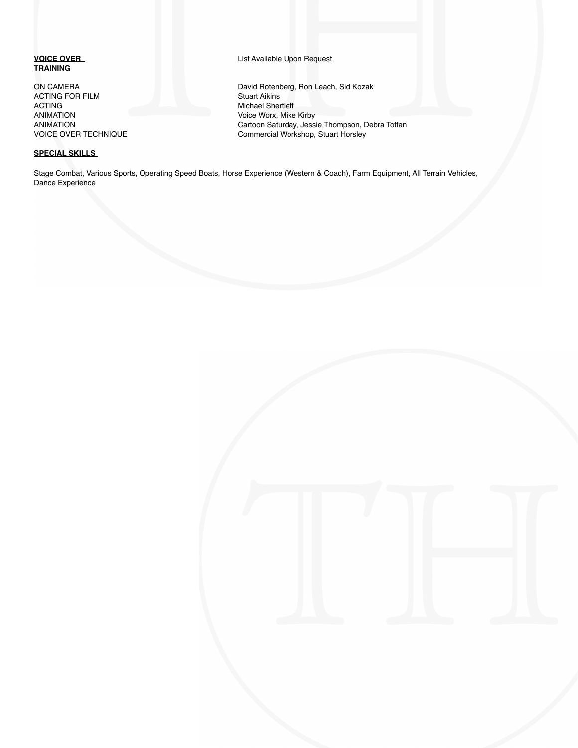**VOICE OVER** List Available Upon Request

**TRAINING**

| | |
|---|---|
| ON CAMERA | David Rotenberg, Ron Leach, Sid Kozak |
| ACTING FOR FILM | Stuart Aikins |
| ACTING | Michael Shertleff |
| ANIMATION | Voice Worx, Mike Kirby |
| ANIMATION | Cartoon Saturday, Jessie Thompson, Debra Toffan |
| VOICE OVER TECHNIQUE | Commercial Workshop, Stuart Horsley |

**SPECIAL SKILLS**

Stage Combat, Various Sports, Operating Speed Boats, Horse Experience (Western & Coach), Farm Equipment, All Terrain Vehicles, Dance Experience